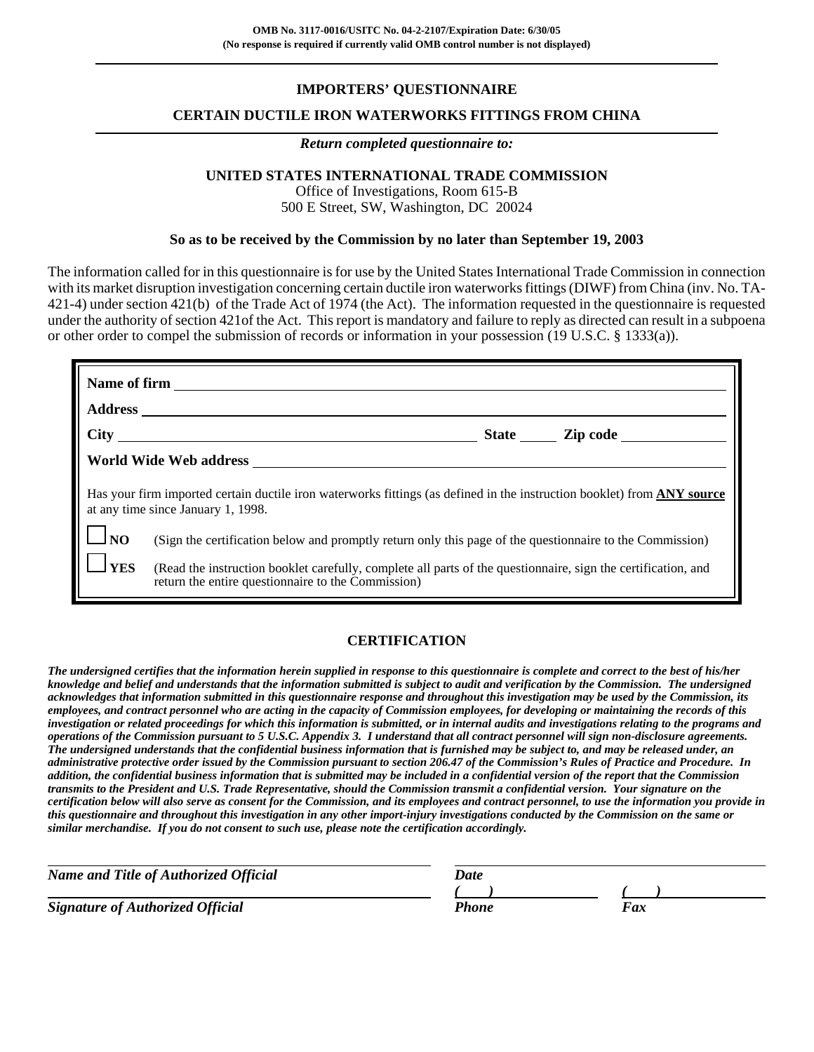**OMB No. 3117-0016/USITC No. 04-2-2107/Expiration Date: 6/30/05**
**(No response is required if currently valid OMB control number is not displayed)**

# IMPORTERS' QUESTIONNAIRE

## CERTAIN DUCTILE IRON WATERWORKS FITTINGS FROM CHINA

***Return completed questionnaire to:***

**UNITED STATES INTERNATIONAL TRADE COMMISSION**
Office of Investigations, Room 615-B
500 E Street, SW, Washington, DC 20024

**So as to be received by the Commission by no later than September 19, 2003**

The information called for in this questionnaire is for use by the United States International Trade Commission in connection with its market disruption investigation concerning certain ductile iron waterworks fittings (DIWF) from China (inv. No. TA-421-4) under section 421(b) of the Trade Act of 1974 (the Act). The information requested in the questionnaire is requested under the authority of section 421of the Act. This report is mandatory and failure to reply as directed can result in a subpoena or other order to compel the submission of records or information in your possession (19 U.S.C. § 1333(a)).

**Name of firm** ______________________________

**Address** ______________________________

**City** ______________________ **State** _____ **Zip code** __________

**World Wide Web address** ______________________________

Has your firm imported certain ductile iron waterworks fittings (as defined in the instruction booklet) from **ANY source** at any time since January 1, 1998.

☐ **NO** (Sign the certification below and promptly return only this page of the questionnaire to the Commission)

☐ **YES** (Read the instruction booklet carefully, complete all parts of the questionnaire, sign the certification, and return the entire questionnaire to the Commission)

## CERTIFICATION

***The undersigned certifies that the information herein supplied in response to this questionnaire is complete and correct to the best of his/her knowledge and belief and understands that the information submitted is subject to audit and verification by the Commission. The undersigned acknowledges that information submitted in this questionnaire response and throughout this investigation may be used by the Commission, its employees, and contract personnel who are acting in the capacity of Commission employees, for developing or maintaining the records of this investigation or related proceedings for which this information is submitted, or in internal audits and investigations relating to the programs and operations of the Commission pursuant to 5 U.S.C. Appendix 3. I understand that all contract personnel will sign non-disclosure agreements. The undersigned understands that the confidential business information that is furnished may be subject to, and may be released under, an administrative protective order issued by the Commission pursuant to section 206.47 of the Commission's Rules of Practice and Procedure. In addition, the confidential business information that is submitted may be included in a confidential version of the report that the Commission transmits to the President and U.S. Trade Representative, should the Commission transmit a confidential version. Your signature on the certification below will also serve as consent for the Commission, and its employees and contract personnel, to use the information you provide in this questionnaire and throughout this investigation in any other import-injury investigations conducted by the Commission on the same or similar merchandise. If you do not consent to such use, please note the certification accordingly.***

______________________________ ______________________________
***Name and Title of Authorized Official*** ***Date***

______________________________ ***(   )*** __________ ***(   )*** __________
***Signature of Authorized Official*** ***Phone*** ***Fax***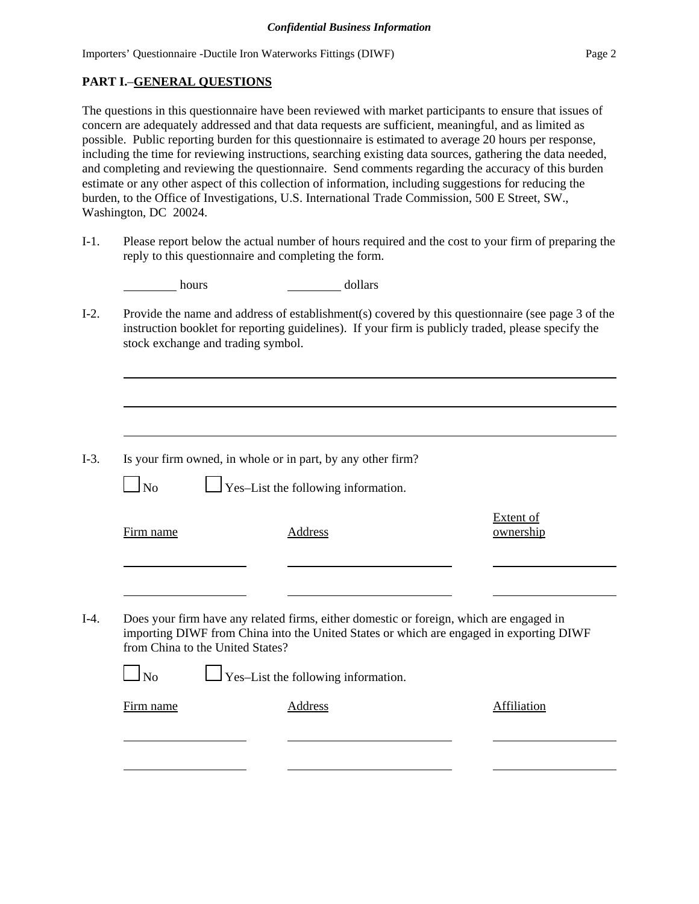**PART I.–GENERAL QUESTIONS**

The questions in this questionnaire have been reviewed with market participants to ensure that issues of concern are adequately addressed and that data requests are sufficient, meaningful, and as limited as possible. Public reporting burden for this questionnaire is estimated to average 20 hours per response, including the time for reviewing instructions, searching existing data sources, gathering the data needed, and completing and reviewing the questionnaire. Send comments regarding the accuracy of this burden estimate or any other aspect of this collection of information, including suggestions for reducing the burden, to the Office of Investigations, U.S. International Trade Commission, 500 E Street, SW., Washington, DC 20024.

I-1. Please report below the actual number of hours required and the cost to your firm of preparing the reply to this questionnaire and completing the form.

________ hours ________ dollars

I-2. Provide the name and address of establishment(s) covered by this questionnaire (see page 3 of the instruction booklet for reporting guidelines). If your firm is publicly traded, please specify the stock exchange and trading symbol.

______________________________________________________________

______________________________________________________________

______________________________________________________________

I-3. Is your firm owned, in whole or in part, by any other firm?

☐ No ☐ Yes–List the following information.

| Firm name | Address | Extent of ownership |
|---|---|---|
| | | |
| | | |

I-4. Does your firm have any related firms, either domestic or foreign, which are engaged in importing DIWF from China into the United States or which are engaged in exporting DIWF from China to the United States?

☐ No ☐ Yes–List the following information.

| Firm name | Address | Affiliation |
|---|---|---|
| | | |
| | | |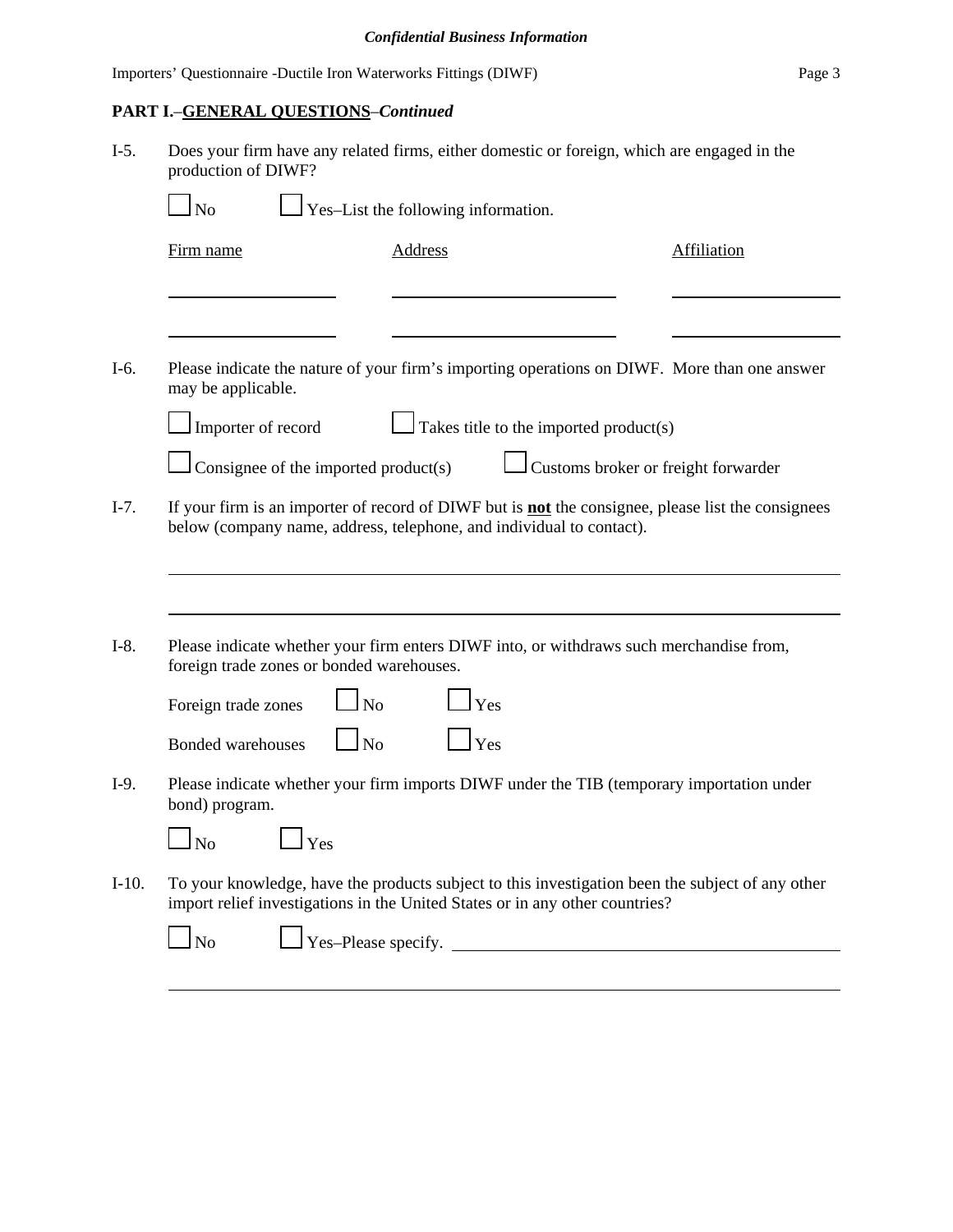**PART I.**–**GENERAL QUESTIONS**–*Continued*

I-5. Does your firm have any related firms, either domestic or foreign, which are engaged in the production of DIWF?

☐ No ☐ Yes–List the following information.

| Firm name | Address | Affiliation |
|---|---|---|
| | | |
| | | |

I-6. Please indicate the nature of your firm's importing operations on DIWF. More than one answer may be applicable.

☐ Importer of record ☐ Takes title to the imported product(s)

☐ Consignee of the imported product(s) ☐ Customs broker or freight forwarder

I-7. If your firm is an importer of record of DIWF but is **not** the consignee, please list the consignees below (company name, address, telephone, and individual to contact).

______________________________________________

______________________________________________

I-8. Please indicate whether your firm enters DIWF into, or withdraws such merchandise from, foreign trade zones or bonded warehouses.

Foreign trade zones ☐ No ☐ Yes

Bonded warehouses ☐ No ☐ Yes

I-9. Please indicate whether your firm imports DIWF under the TIB (temporary importation under bond) program.

☐ No ☐ Yes

I-10. To your knowledge, have the products subject to this investigation been the subject of any other import relief investigations in the United States or in any other countries?

☐ No ☐ Yes–Please specify. ______________________________________________

______________________________________________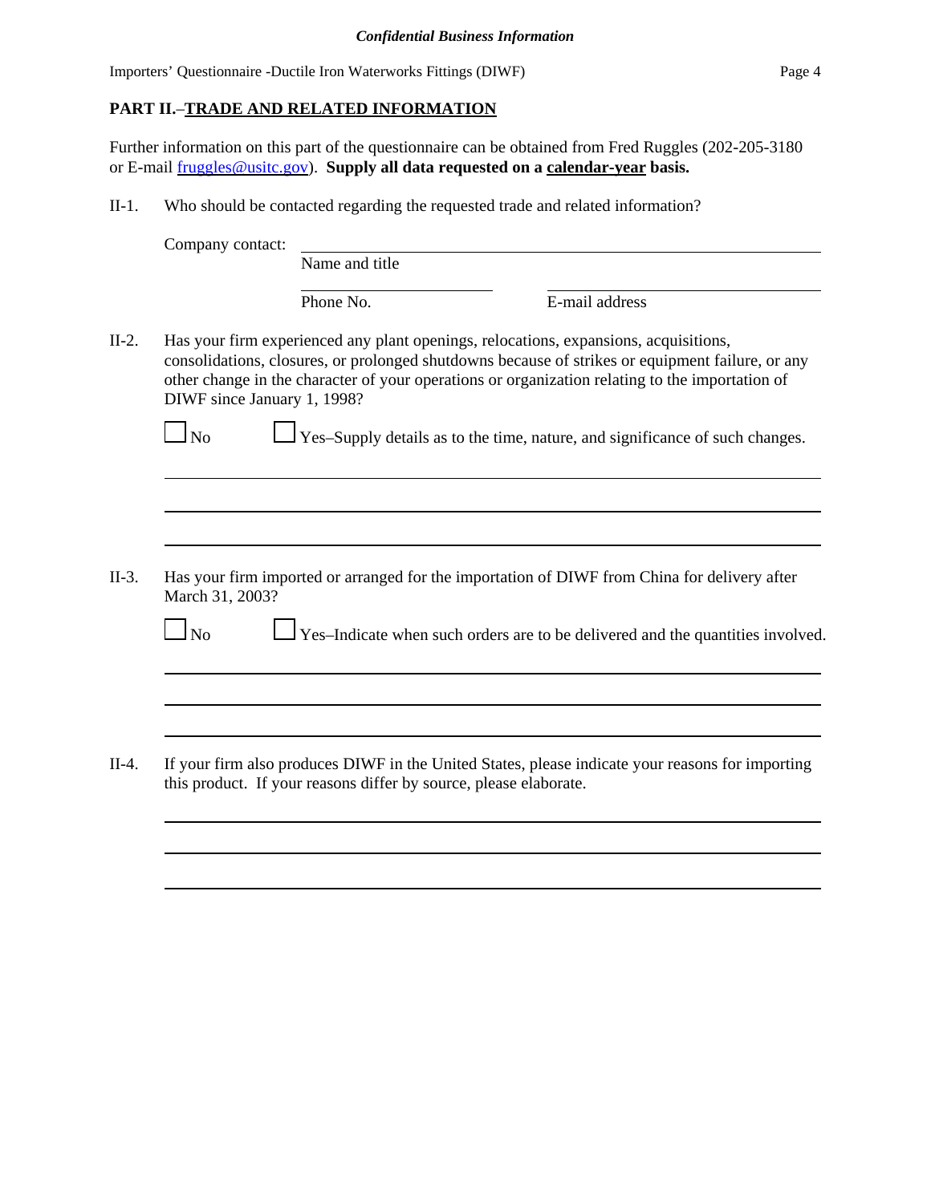## PART II.–TRADE AND RELATED INFORMATION

Further information on this part of the questionnaire can be obtained from Fred Ruggles (202-205-3180 or E-mail [fruggles@usitc.gov](mailto:fruggles@usitc.gov)). **Supply all data requested on a calendar-year basis.**

II-1. Who should be contacted regarding the requested trade and related information?

Company contact: ______________________________
Name and title

______________________________ ______________________________
Phone No. E-mail address

II-2. Has your firm experienced any plant openings, relocations, expansions, acquisitions, consolidations, closures, or prolonged shutdowns because of strikes or equipment failure, or any other change in the character of your operations or organization relating to the importation of DIWF since January 1, 1998?

☐ No ☐ Yes–Supply details as to the time, nature, and significance of such changes.

______________________________________________________________________

______________________________________________________________________

______________________________________________________________________

II-3. Has your firm imported or arranged for the importation of DIWF from China for delivery after March 31, 2003?

☐ No ☐ Yes–Indicate when such orders are to be delivered and the quantities involved.

______________________________________________________________________

______________________________________________________________________

______________________________________________________________________

II-4. If your firm also produces DIWF in the United States, please indicate your reasons for importing this product. If your reasons differ by source, please elaborate.

______________________________________________________________________

______________________________________________________________________

______________________________________________________________________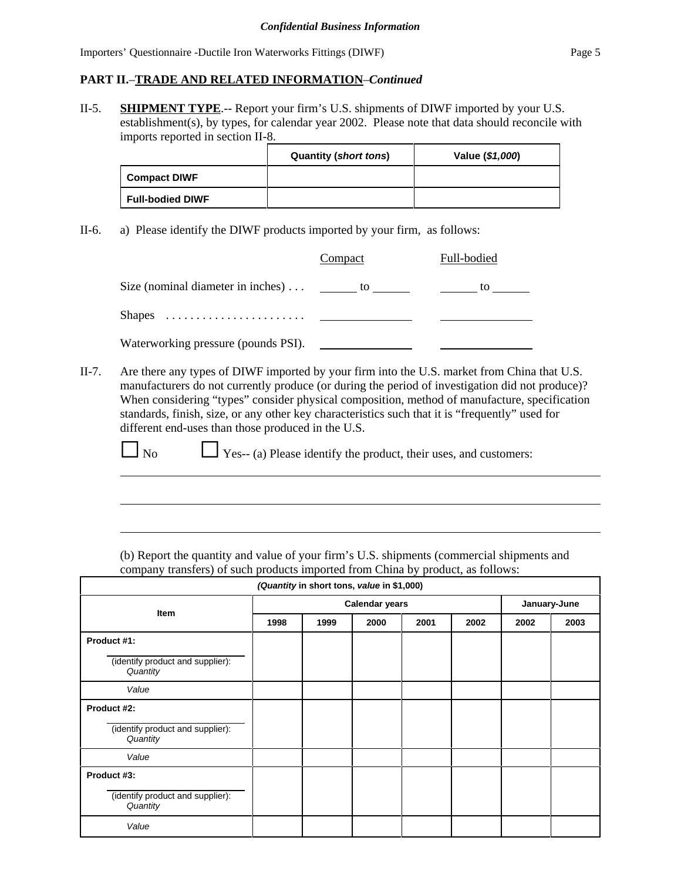## PART II.–TRADE AND RELATED INFORMATION–*Continued*

II-5. **SHIPMENT TYPE**.-- Report your firm's U.S. shipments of DIWF imported by your U.S. establishment(s), by types, for calendar year 2002. Please note that data should reconcile with imports reported in section II-8.

| | Quantity (*short tons*) | Value (*$1,000*) |
|---|---|---|
| **Compact DIWF** | | |
| **Full-bodied DIWF** | | |

II-6. a) Please identify the DIWF products imported by your firm, as follows:

| | Compact | Full-bodied |
|---|---|---|
| Size (nominal diameter in inches) . . . | ______ to ______ | ______ to ______ |
| Shapes . . . . . . . . . . . . . . . . . . . . . . . | ______________ | ______________ |
| Waterworking pressure (pounds PSI). | ______________ | ______________ |

II-7. Are there any types of DIWF imported by your firm into the U.S. market from China that U.S. manufacturers do not currently produce (or during the period of investigation did not produce)? When considering "types" consider physical composition, method of manufacture, specification standards, finish, size, or any other key characteristics such that it is "frequently" used for different end-uses than those produced in the U.S.

☐ No ☐ Yes-- (a) Please identify the product, their uses, and customers:

______________________________________________________________________

______________________________________________________________________

______________________________________________________________________

(b) Report the quantity and value of your firm's U.S. shipments (commercial shipments and company transfers) of such products imported from China by product, as follows:

| (*Quantity* in short tons, *value* in $1,000) | | | | | | | |
|---|---|---|---|---|---|---|---|
| Item | Calendar years | | | | | January-June | |
| | 1998 | 1999 | 2000 | 2001 | 2002 | 2002 | 2003 |
| **Product #1:** ______________ (identify product and supplier): *Quantity* | | | | | | | |
| *Value* | | | | | | | |
| **Product #2:** ______________ (identify product and supplier): *Quantity* | | | | | | | |
| *Value* | | | | | | | |
| **Product #3:** ______________ (identify product and supplier): *Quantity* | | | | | | | |
| *Value* | | | | | | | |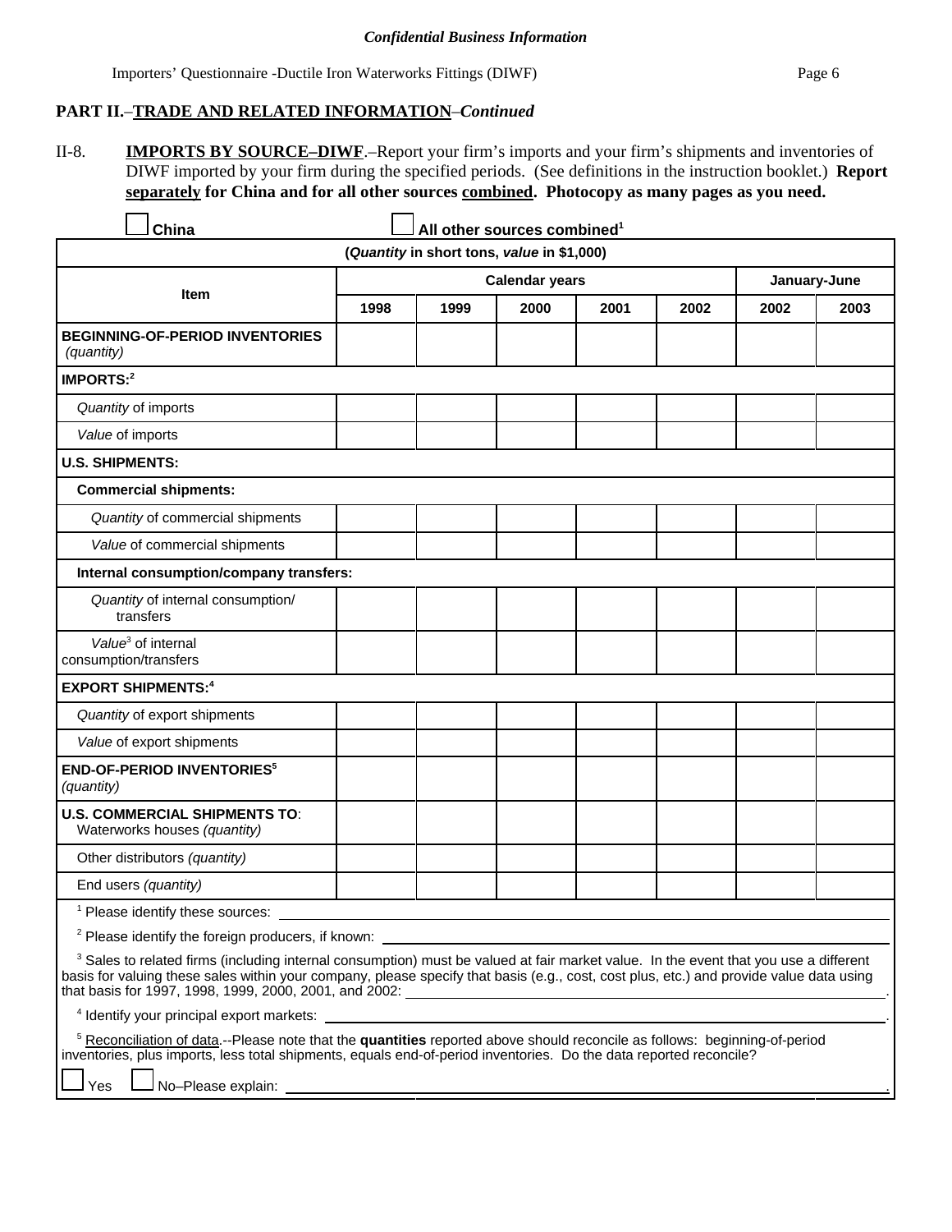**PART II.–TRADE AND RELATED INFORMATION**–*Continued*

II-8. **IMPORTS BY SOURCE–DIWF**.–Report your firm's imports and your firm's shipments and inventories of DIWF imported by your firm during the specified periods. (See definitions in the instruction booklet.) **Report separately for China and for all other sources combined. Photocopy as many pages as you need.**

☐ **China** ☐ **All other sources combined**[1]

| (*Quantity* in short tons, *value* in $1,000) | | | | | | | |
|---|---|---|---|---|---|---|---|
| **Item** | **Calendar years** | | | | | **January-June** | |
| | **1998** | **1999** | **2000** | **2001** | **2002** | **2002** | **2003** |
| **BEGINNING-OF-PERIOD INVENTORIES** *(quantity)* | | | | | | | |
| **IMPORTS:**[2] | | | | | | | |
| *Quantity* of imports | | | | | | | |
| *Value* of imports | | | | | | | |
| **U.S. SHIPMENTS:** | | | | | | | |
| **Commercial shipments:** | | | | | | | |
| *Quantity* of commercial shipments | | | | | | | |
| *Value* of commercial shipments | | | | | | | |
| **Internal consumption/company transfers:** | | | | | | | |
| *Quantity* of internal consumption/ transfers | | | | | | | |
| *Value*[3] of internal consumption/transfers | | | | | | | |
| **EXPORT SHIPMENTS:**[4] | | | | | | | |
| *Quantity* of export shipments | | | | | | | |
| *Value* of export shipments | | | | | | | |
| **END-OF-PERIOD INVENTORIES**[5] *(quantity)* | | | | | | | |
| **U.S. COMMERCIAL SHIPMENTS TO**: Waterworks houses *(quantity)* | | | | | | | |
| Other distributors *(quantity)* | | | | | | | |
| End users *(quantity)* | | | | | | | |

[1] Please identify these sources: \_\_\_\_\_\_\_\_\_\_\_\_\_\_\_\_\_\_\_\_

[2] Please identify the foreign producers, if known: \_\_\_\_\_\_\_\_\_\_\_\_\_\_\_\_\_\_\_\_

[3] Sales to related firms (including internal consumption) must be valued at fair market value. In the event that you use a different basis for valuing these sales within your company, please specify that basis (e.g., cost, cost plus, etc.) and provide value data using that basis for 1997, 1998, 1999, 2000, 2001, and 2002: \_\_\_\_\_\_\_\_\_\_\_\_\_\_\_\_\_\_\_\_.

[4] Identify your principal export markets: \_\_\_\_\_\_\_\_\_\_\_\_\_\_\_\_\_\_\_\_.

[5] Reconciliation of data.--Please note that the **quantities** reported above should reconcile as follows: beginning-of-period inventories, plus imports, less total shipments, equals end-of-period inventories. Do the data reported reconcile?

☐ Yes ☐ No–Please explain: \_\_\_\_\_\_\_\_\_\_\_\_\_\_\_\_\_\_\_\_.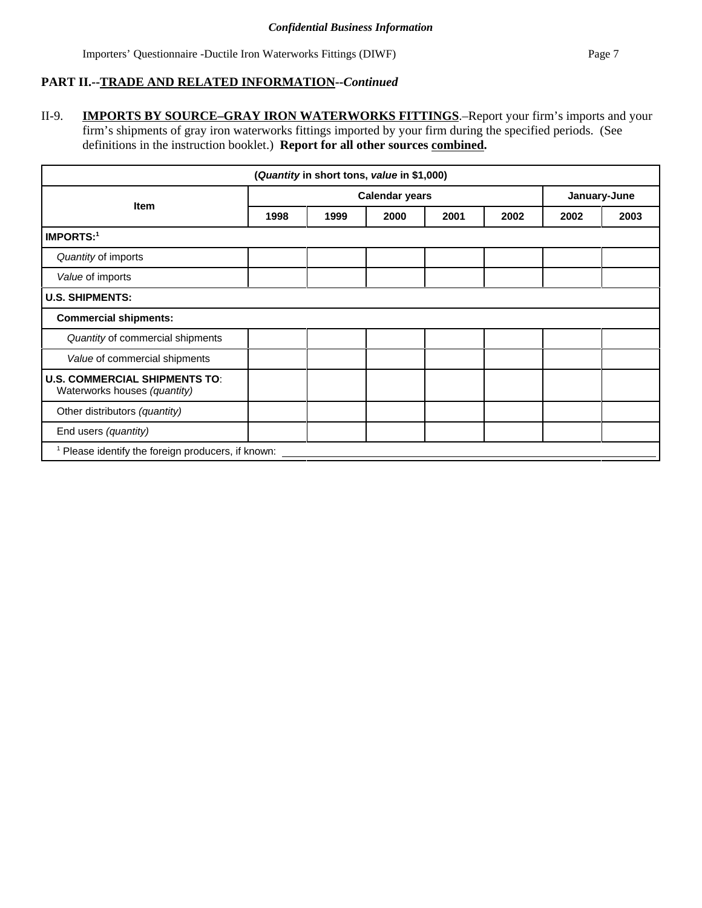**PART II.--TRADE AND RELATED INFORMATION--*Continued***

II-9. **IMPORTS BY SOURCE–GRAY IRON WATERWORKS FITTINGS**.–Report your firm's imports and your firm's shipments of gray iron waterworks fittings imported by your firm during the specified periods. (See definitions in the instruction booklet.) **Report for all other sources combined.**

| (*Quantity* in short tons, *value* in $1,000) | | | | | | | |
|---|---|---|---|---|---|---|---|
| Item | Calendar years | | | | | January-June | |
| | 1998 | 1999 | 2000 | 2001 | 2002 | 2002 | 2003 |
| **IMPORTS:**[1] | | | | | | | |
| *Quantity* of imports | | | | | | | |
| *Value* of imports | | | | | | | |
| **U.S. SHIPMENTS:** | | | | | | | |
| **Commercial shipments:** | | | | | | | |
| *Quantity* of commercial shipments | | | | | | | |
| *Value* of commercial shipments | | | | | | | |
| **U.S. COMMERCIAL SHIPMENTS TO**: Waterworks houses *(quantity)* | | | | | | | |
| Other distributors *(quantity)* | | | | | | | |
| End users *(quantity)* | | | | | | | |

[1] Please identify the foreign producers, if known: ______________________________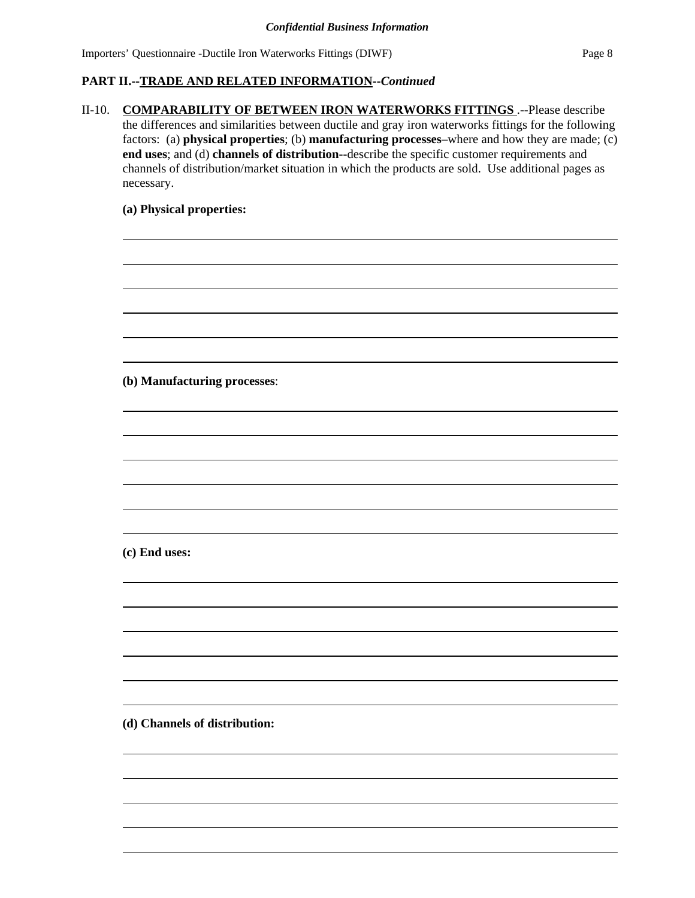## PART II.--TRADE AND RELATED INFORMATION--*Continued*

II-10. **COMPARABILITY OF BETWEEN IRON WATERWORKS FITTINGS** .--Please describe the differences and similarities between ductile and gray iron waterworks fittings for the following factors: (a) **physical properties**; (b) **manufacturing processes**–where and how they are made; (c) **end uses**; and (d) **channels of distribution**--describe the specific customer requirements and channels of distribution/market situation in which the products are sold. Use additional pages as necessary.

**(a) Physical properties:**

______________________________________________________________________

______________________________________________________________________

______________________________________________________________________

______________________________________________________________________

______________________________________________________________________

______________________________________________________________________

**(b) Manufacturing processes**:

______________________________________________________________________

______________________________________________________________________

______________________________________________________________________

______________________________________________________________________

______________________________________________________________________

______________________________________________________________________

**(c) End uses:**

______________________________________________________________________

______________________________________________________________________

______________________________________________________________________

______________________________________________________________________

______________________________________________________________________

______________________________________________________________________

**(d) Channels of distribution:**

______________________________________________________________________

______________________________________________________________________

______________________________________________________________________

______________________________________________________________________

______________________________________________________________________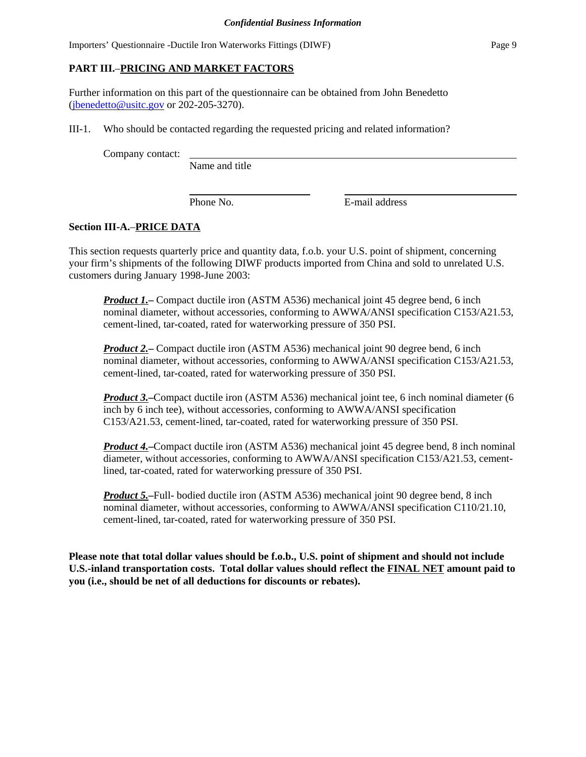## PART III.–PRICING AND MARKET FACTORS

Further information on this part of the questionnaire can be obtained from John Benedetto (jbenedetto@usitc.gov or 202-205-3270).

III-1. Who should be contacted regarding the requested pricing and related information?

Company contact: ______________________________________________
Name and title

______________________ ______________________________
Phone No. E-mail address

### Section III-A.–PRICE DATA

This section requests quarterly price and quantity data, f.o.b. your U.S. point of shipment, concerning your firm's shipments of the following DIWF products imported from China and sold to unrelated U.S. customers during January 1998-June 2003:

***Product 1.***– Compact ductile iron (ASTM A536) mechanical joint 45 degree bend, 6 inch nominal diameter, without accessories, conforming to AWWA/ANSI specification C153/A21.53, cement-lined, tar-coated, rated for waterworking pressure of 350 PSI.

***Product 2.***– Compact ductile iron (ASTM A536) mechanical joint 90 degree bend, 6 inch nominal diameter, without accessories, conforming to AWWA/ANSI specification C153/A21.53, cement-lined, tar-coated, rated for waterworking pressure of 350 PSI.

***Product 3.***–Compact ductile iron (ASTM A536) mechanical joint tee, 6 inch nominal diameter (6 inch by 6 inch tee), without accessories, conforming to AWWA/ANSI specification C153/A21.53, cement-lined, tar-coated, rated for waterworking pressure of 350 PSI.

***Product 4.***–Compact ductile iron (ASTM A536) mechanical joint 45 degree bend, 8 inch nominal diameter, without accessories, conforming to AWWA/ANSI specification C153/A21.53, cement-lined, tar-coated, rated for waterworking pressure of 350 PSI.

***Product 5.***–Full- bodied ductile iron (ASTM A536) mechanical joint 90 degree bend, 8 inch nominal diameter, without accessories, conforming to AWWA/ANSI specification C110/21.10, cement-lined, tar-coated, rated for waterworking pressure of 350 PSI.

**Please note that total dollar values should be f.o.b., U.S. point of shipment and should not include U.S.-inland transportation costs. Total dollar values should reflect the FINAL NET amount paid to you (i.e., should be net of all deductions for discounts or rebates).**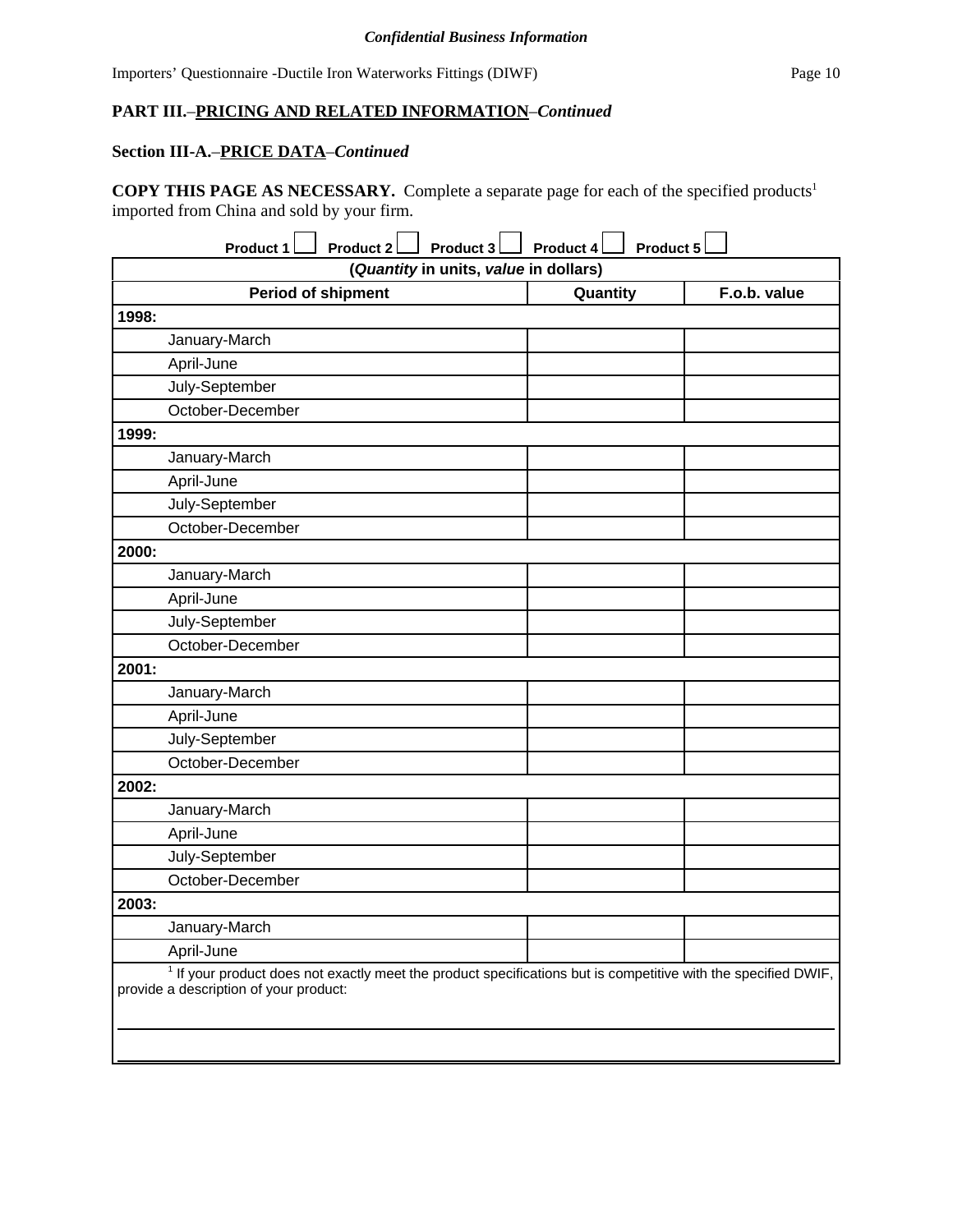**PART III.–PRICING AND RELATED INFORMATION–*Continued***

**Section III-A.–PRICE DATA–*Continued***

**COPY THIS PAGE AS NECESSARY.** Complete a separate page for each of the specified products[1] imported from China and sold by your firm.

**Product 1** ☐ **Product 2** ☐ **Product 3** ☐ **Product 4** ☐ **Product 5** ☐

| (*Quantity* in units, *value* in dollars) | | |
|---|---|---|
| **Period of shipment** | **Quantity** | **F.o.b. value** |
| **1998:** | | |
| January-March | | |
| April-June | | |
| July-September | | |
| October-December | | |
| **1999:** | | |
| January-March | | |
| April-June | | |
| July-September | | |
| October-December | | |
| **2000:** | | |
| January-March | | |
| April-June | | |
| July-September | | |
| October-December | | |
| **2001:** | | |
| January-March | | |
| April-June | | |
| July-September | | |
| October-December | | |
| **2002:** | | |
| January-March | | |
| April-June | | |
| July-September | | |
| October-December | | |
| **2003:** | | |
| January-March | | |
| April-June | | |

[1] If your product does not exactly meet the product specifications but is competitive with the specified DWIF, provide a description of your product:

\_\_\_\_\_\_\_\_\_\_\_\_\_\_\_\_\_\_\_\_\_\_\_\_\_\_\_\_\_\_\_\_\_\_\_\_\_\_\_\_\_\_\_\_\_\_\_\_\_\_\_\_\_\_\_\_\_\_\_\_\_\_\_\_\_\_\_\_\_\_\_\_

\_\_\_\_\_\_\_\_\_\_\_\_\_\_\_\_\_\_\_\_\_\_\_\_\_\_\_\_\_\_\_\_\_\_\_\_\_\_\_\_\_\_\_\_\_\_\_\_\_\_\_\_\_\_\_\_\_\_\_\_\_\_\_\_\_\_\_\_\_\_\_\_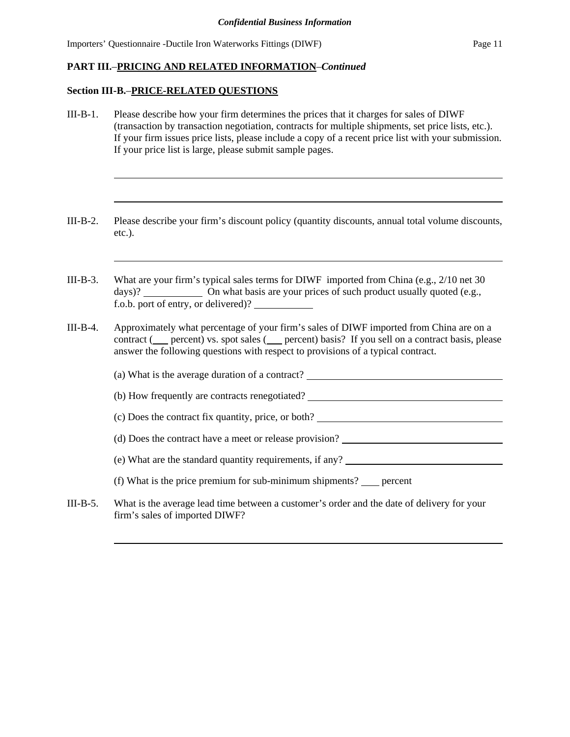*Confidential Business Information*

**PART III.–PRICING AND RELATED INFORMATION–*Continued***

**Section III-B.–PRICE-RELATED QUESTIONS**

III-B-1. Please describe how your firm determines the prices that it charges for sales of DIWF (transaction by transaction negotiation, contracts for multiple shipments, set price lists, etc.). If your firm issues price lists, please include a copy of a recent price list with your submission. If your price list is large, please submit sample pages.

\_\_\_\_\_\_\_\_\_\_\_\_\_\_\_\_\_\_\_\_\_\_\_\_\_\_\_\_\_\_\_\_\_\_\_\_\_\_\_\_\_\_\_\_\_\_\_\_\_\_\_\_\_\_\_\_\_\_\_\_

\_\_\_\_\_\_\_\_\_\_\_\_\_\_\_\_\_\_\_\_\_\_\_\_\_\_\_\_\_\_\_\_\_\_\_\_\_\_\_\_\_\_\_\_\_\_\_\_\_\_\_\_\_\_\_\_\_\_\_\_

III-B-2. Please describe your firm's discount policy (quantity discounts, annual total volume discounts, etc.).

\_\_\_\_\_\_\_\_\_\_\_\_\_\_\_\_\_\_\_\_\_\_\_\_\_\_\_\_\_\_\_\_\_\_\_\_\_\_\_\_\_\_\_\_\_\_\_\_\_\_\_\_\_\_\_\_\_\_\_\_

III-B-3. What are your firm's typical sales terms for DIWF imported from China (e.g., 2/10 net 30 days)? \_\_\_\_\_\_\_\_\_\_\_ On what basis are your prices of such product usually quoted (e.g., f.o.b. port of entry, or delivered)? \_\_\_\_\_\_\_\_\_\_\_

III-B-4. Approximately what percentage of your firm's sales of DIWF imported from China are on a contract (\_\_\_ percent) vs. spot sales (\_\_\_ percent) basis? If you sell on a contract basis, please answer the following questions with respect to provisions of a typical contract.

(a) What is the average duration of a contract? \_\_\_\_\_\_\_\_\_\_\_\_\_\_\_\_\_\_\_\_\_\_\_\_\_\_\_\_\_\_\_\_\_\_\_\_\_\_\_\_

(b) How frequently are contracts renegotiated? \_\_\_\_\_\_\_\_\_\_\_\_\_\_\_\_\_\_\_\_\_\_\_\_\_\_\_\_\_\_\_\_\_\_\_\_\_\_\_\_

(c) Does the contract fix quantity, price, or both? \_\_\_\_\_\_\_\_\_\_\_\_\_\_\_\_\_\_\_\_\_\_\_\_\_\_\_\_\_\_\_\_\_\_\_\_\_\_\_

(d) Does the contract have a meet or release provision? \_\_\_\_\_\_\_\_\_\_\_\_\_\_\_\_\_\_\_\_\_\_\_\_\_\_\_\_\_\_\_\_\_\_

(e) What are the standard quantity requirements, if any? \_\_\_\_\_\_\_\_\_\_\_\_\_\_\_\_\_\_\_\_\_\_\_\_\_\_\_\_\_\_\_\_\_

(f) What is the price premium for sub-minimum shipments? \_\_\_\_ percent

III-B-5. What is the average lead time between a customer's order and the date of delivery for your firm's sales of imported DIWF?

\_\_\_\_\_\_\_\_\_\_\_\_\_\_\_\_\_\_\_\_\_\_\_\_\_\_\_\_\_\_\_\_\_\_\_\_\_\_\_\_\_\_\_\_\_\_\_\_\_\_\_\_\_\_\_\_\_\_\_\_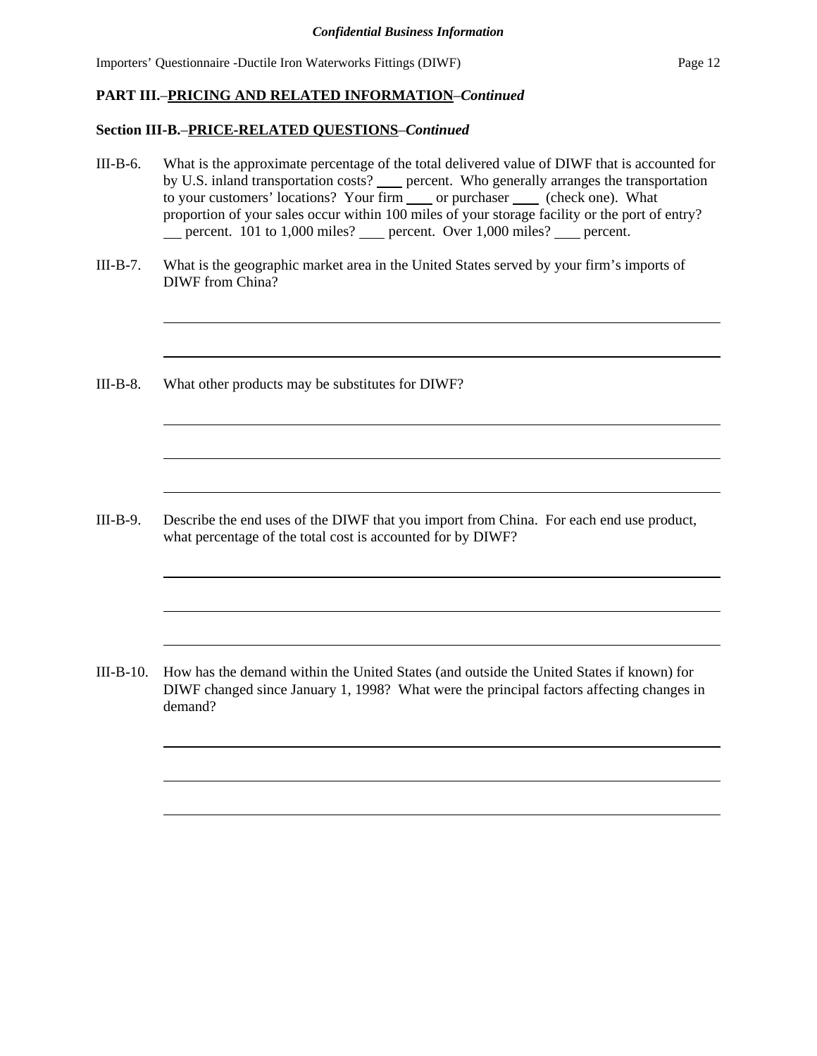**PART III.–PRICING AND RELATED INFORMATION–*Continued***

**Section III-B.–PRICE-RELATED QUESTIONS–*Continued***

III-B-6. What is the approximate percentage of the total delivered value of DIWF that is accounted for by U.S. inland transportation costs? ____ percent. Who generally arranges the transportation to your customers' locations? Your firm ____ or purchaser ____ (check one). What proportion of your sales occur within 100 miles of your storage facility or the port of entry? ___ percent. 101 to 1,000 miles? ____ percent. Over 1,000 miles? ____ percent.

III-B-7. What is the geographic market area in the United States served by your firm's imports of DIWF from China?

_______________________________________________________________________________

_______________________________________________________________________________

III-B-8. What other products may be substitutes for DIWF?

_______________________________________________________________________________

_______________________________________________________________________________

_______________________________________________________________________________

III-B-9. Describe the end uses of the DIWF that you import from China. For each end use product, what percentage of the total cost is accounted for by DIWF?

_______________________________________________________________________________

_______________________________________________________________________________

_______________________________________________________________________________

III-B-10. How has the demand within the United States (and outside the United States if known) for DIWF changed since January 1, 1998? What were the principal factors affecting changes in demand?

_______________________________________________________________________________

_______________________________________________________________________________

_______________________________________________________________________________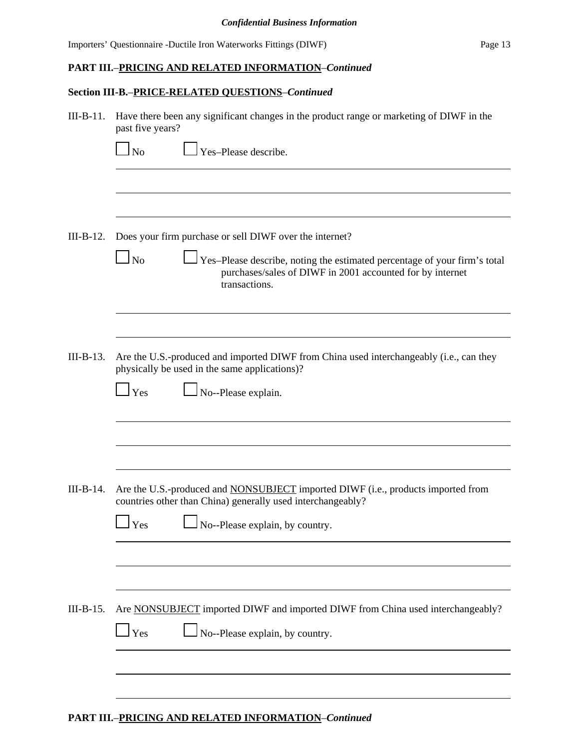**PART III.–PRICING AND RELATED INFORMATION–*Continued***

**Section III-B.–PRICE-RELATED QUESTIONS–*Continued***

III-B-11. Have there been any significant changes in the product range or marketing of DIWF in the past five years?

☐ No ☐ Yes–Please describe.

______________________________________________________________________

______________________________________________________________________

______________________________________________________________________

III-B-12. Does your firm purchase or sell DIWF over the internet?

☐ No ☐ Yes–Please describe, noting the estimated percentage of your firm's total purchases/sales of DIWF in 2001 accounted for by internet transactions.

______________________________________________________________________

______________________________________________________________________

III-B-13. Are the U.S.-produced and imported DIWF from China used interchangeably (i.e., can they physically be used in the same applications)?

☐ Yes ☐ No--Please explain.

______________________________________________________________________

______________________________________________________________________

______________________________________________________________________

III-B-14. Are the U.S.-produced and NONSUBJECT imported DIWF (i.e., products imported from countries other than China) generally used interchangeably?

☐ Yes ☐ No--Please explain, by country.

______________________________________________________________________

______________________________________________________________________

______________________________________________________________________

III-B-15. Are NONSUBJECT imported DIWF and imported DIWF from China used interchangeably?

☐ Yes ☐ No--Please explain, by country.

______________________________________________________________________

______________________________________________________________________

______________________________________________________________________

**PART III.–PRICING AND RELATED INFORMATION–*Continued***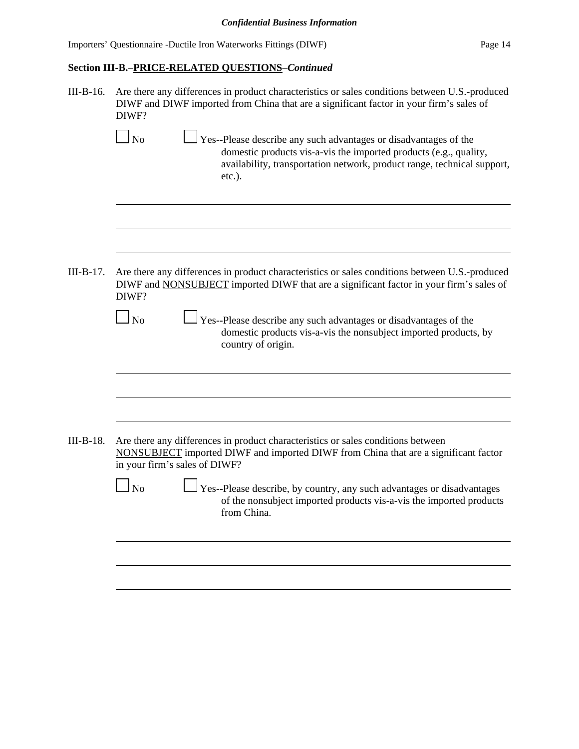**Section III-B.–PRICE-RELATED QUESTIONS–*Continued***

III-B-16. Are there any differences in product characteristics or sales conditions between U.S.-produced DIWF and DIWF imported from China that are a significant factor in your firm's sales of DIWF?

☐ No ☐ Yes--Please describe any such advantages or disadvantages of the domestic products vis-a-vis the imported products (e.g., quality, availability, transportation network, product range, technical support, etc.).

______________________________________________________________________

______________________________________________________________________

______________________________________________________________________

III-B-17. Are there any differences in product characteristics or sales conditions between U.S.-produced DIWF and NONSUBJECT imported DIWF that are a significant factor in your firm's sales of DIWF?

☐ No ☐ Yes--Please describe any such advantages or disadvantages of the domestic products vis-a-vis the nonsubject imported products, by country of origin.

______________________________________________________________________

______________________________________________________________________

______________________________________________________________________

III-B-18. Are there any differences in product characteristics or sales conditions between NONSUBJECT imported DIWF and imported DIWF from China that are a significant factor in your firm's sales of DIWF?

☐ No ☐ Yes--Please describe, by country, any such advantages or disadvantages of the nonsubject imported products vis-a-vis the imported products from China.

______________________________________________________________________

______________________________________________________________________

______________________________________________________________________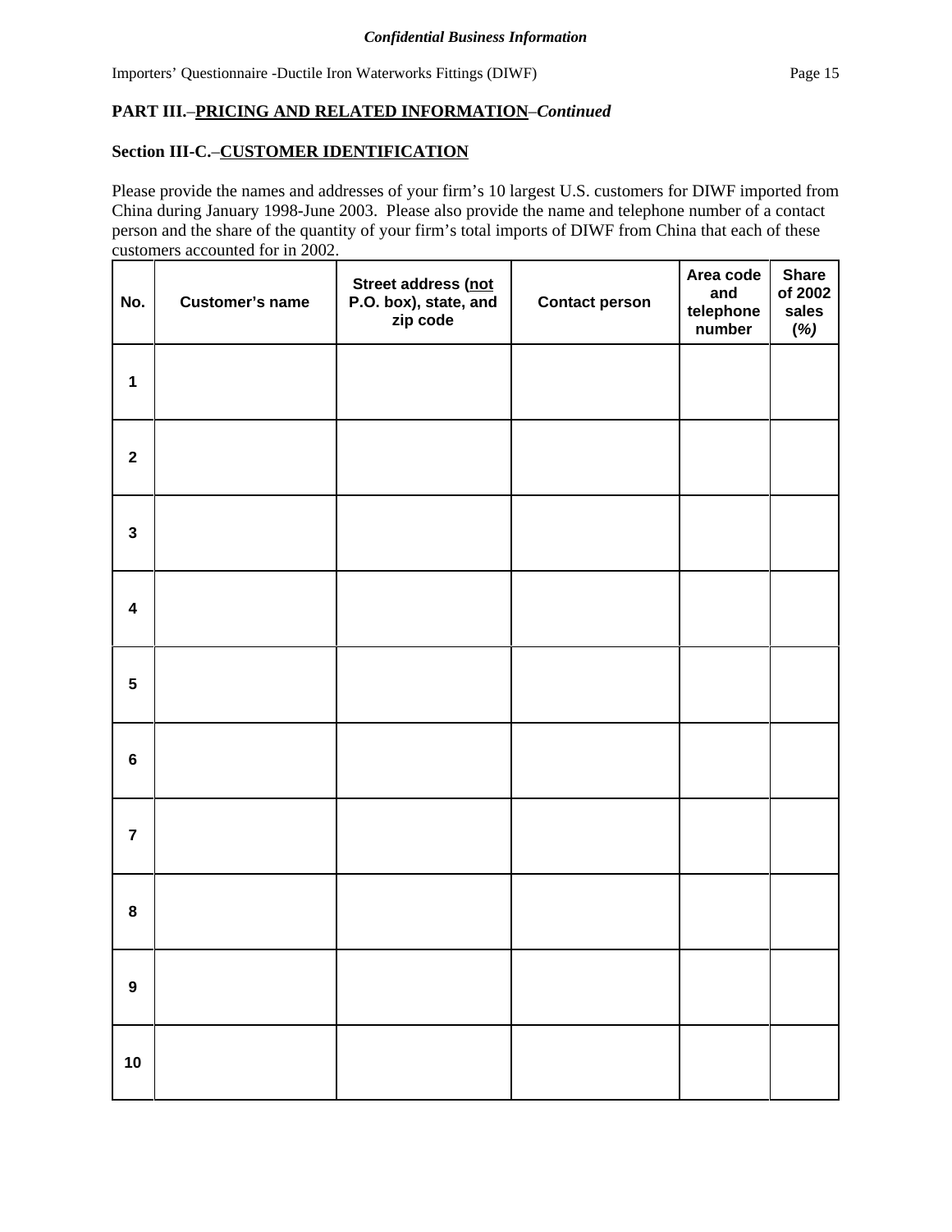**PART III.–PRICING AND RELATED INFORMATION–*Continued***

**Section III-C.–CUSTOMER IDENTIFICATION**

Please provide the names and addresses of your firm's 10 largest U.S. customers for DIWF imported from China during January 1998-June 2003. Please also provide the name and telephone number of a contact person and the share of the quantity of your firm's total imports of DIWF from China that each of these customers accounted for in 2002.

| No. | Customer's name | Street address (not P.O. box), state, and zip code | Contact person | Area code and telephone number | Share of 2002 sales *(%)* |
|---|---|---|---|---|---|
| 1 | | | | | |
| 2 | | | | | |
| 3 | | | | | |
| 4 | | | | | |
| 5 | | | | | |
| 6 | | | | | |
| 7 | | | | | |
| 8 | | | | | |
| 9 | | | | | |
| 10 | | | | | |